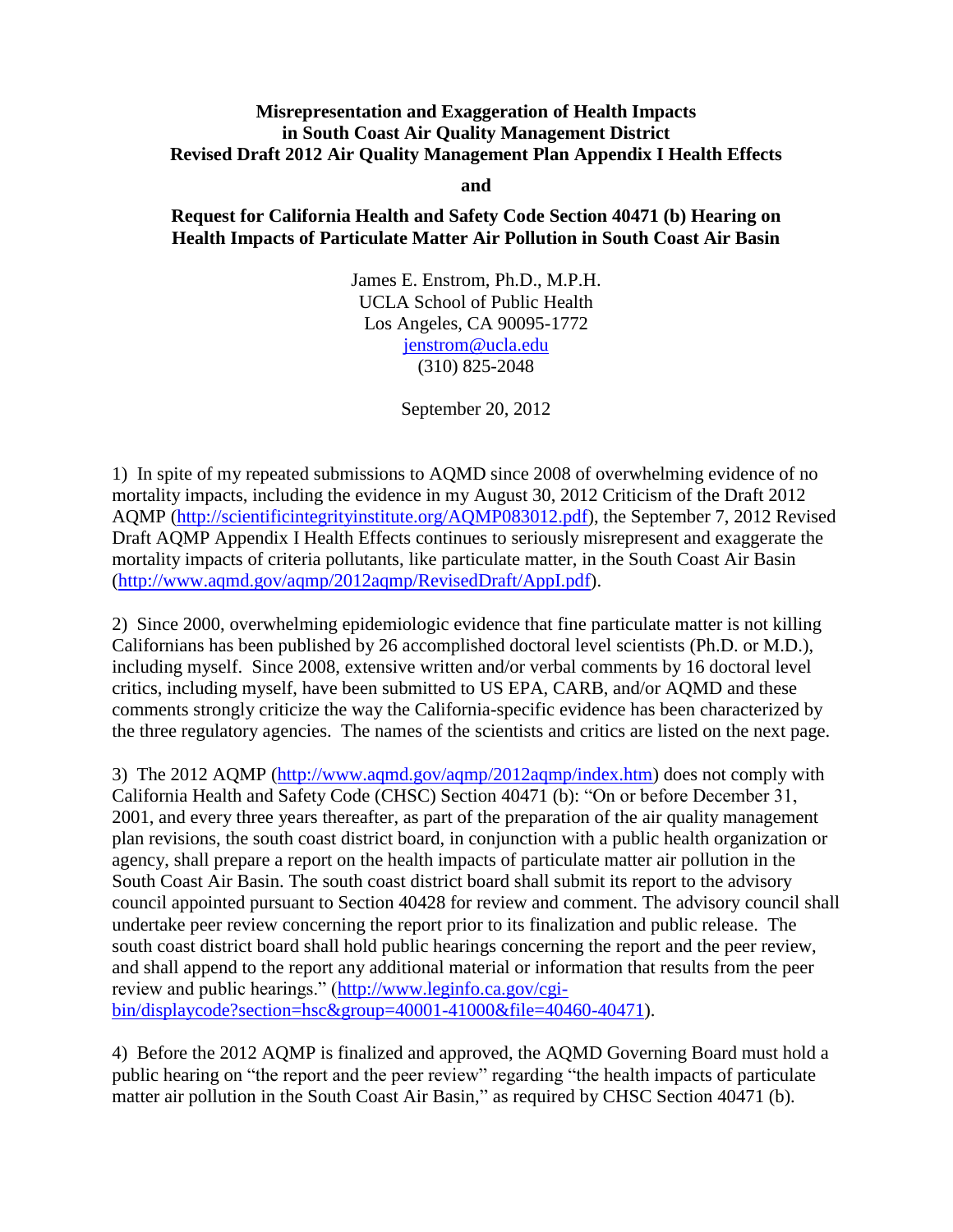# Misrepresentation and Exaggeration of Health Impacts in South Coast Air Quality Management District Revised Draft 2012 Air Quality Management Plan Appendix I Health Effects

**and**

## Request for California Health and Safety Code Section 40471 (b) Hearing on Health Impacts of Particulate Matter Air Pollution in South Coast Air Basin

James E. Enstrom, Ph.D., M.P.H.
UCLA School of Public Health
Los Angeles, CA 90095-1772
jenstrom@ucla.edu
(310) 825-2048

September 20, 2012

1) In spite of my repeated submissions to AQMD since 2008 of overwhelming evidence of no mortality impacts, including the evidence in my August 30, 2012 Criticism of the Draft 2012 AQMP (http://scientificintegrityinstitute.org/AQMP083012.pdf), the September 7, 2012 Revised Draft AQMP Appendix I Health Effects continues to seriously misrepresent and exaggerate the mortality impacts of criteria pollutants, like particulate matter, in the South Coast Air Basin (http://www.aqmd.gov/aqmp/2012aqmp/RevisedDraft/AppI.pdf).

2) Since 2000, overwhelming epidemiologic evidence that fine particulate matter is not killing Californians has been published by 26 accomplished doctoral level scientists (Ph.D. or M.D.), including myself. Since 2008, extensive written and/or verbal comments by 16 doctoral level critics, including myself, have been submitted to US EPA, CARB, and/or AQMD and these comments strongly criticize the way the California-specific evidence has been characterized by the three regulatory agencies. The names of the scientists and critics are listed on the next page.

3) The 2012 AQMP (http://www.aqmd.gov/aqmp/2012aqmp/index.htm) does not comply with California Health and Safety Code (CHSC) Section 40471 (b): "On or before December 31, 2001, and every three years thereafter, as part of the preparation of the air quality management plan revisions, the south coast district board, in conjunction with a public health organization or agency, shall prepare a report on the health impacts of particulate matter air pollution in the South Coast Air Basin. The south coast district board shall submit its report to the advisory council appointed pursuant to Section 40428 for review and comment. The advisory council shall undertake peer review concerning the report prior to its finalization and public release. The south coast district board shall hold public hearings concerning the report and the peer review, and shall append to the report any additional material or information that results from the peer review and public hearings." (http://www.leginfo.ca.gov/cgi-bin/displaycode?section=hsc&group=40001-41000&file=40460-40471).

4) Before the 2012 AQMP is finalized and approved, the AQMD Governing Board must hold a public hearing on "the report and the peer review" regarding "the health impacts of particulate matter air pollution in the South Coast Air Basin," as required by CHSC Section 40471 (b).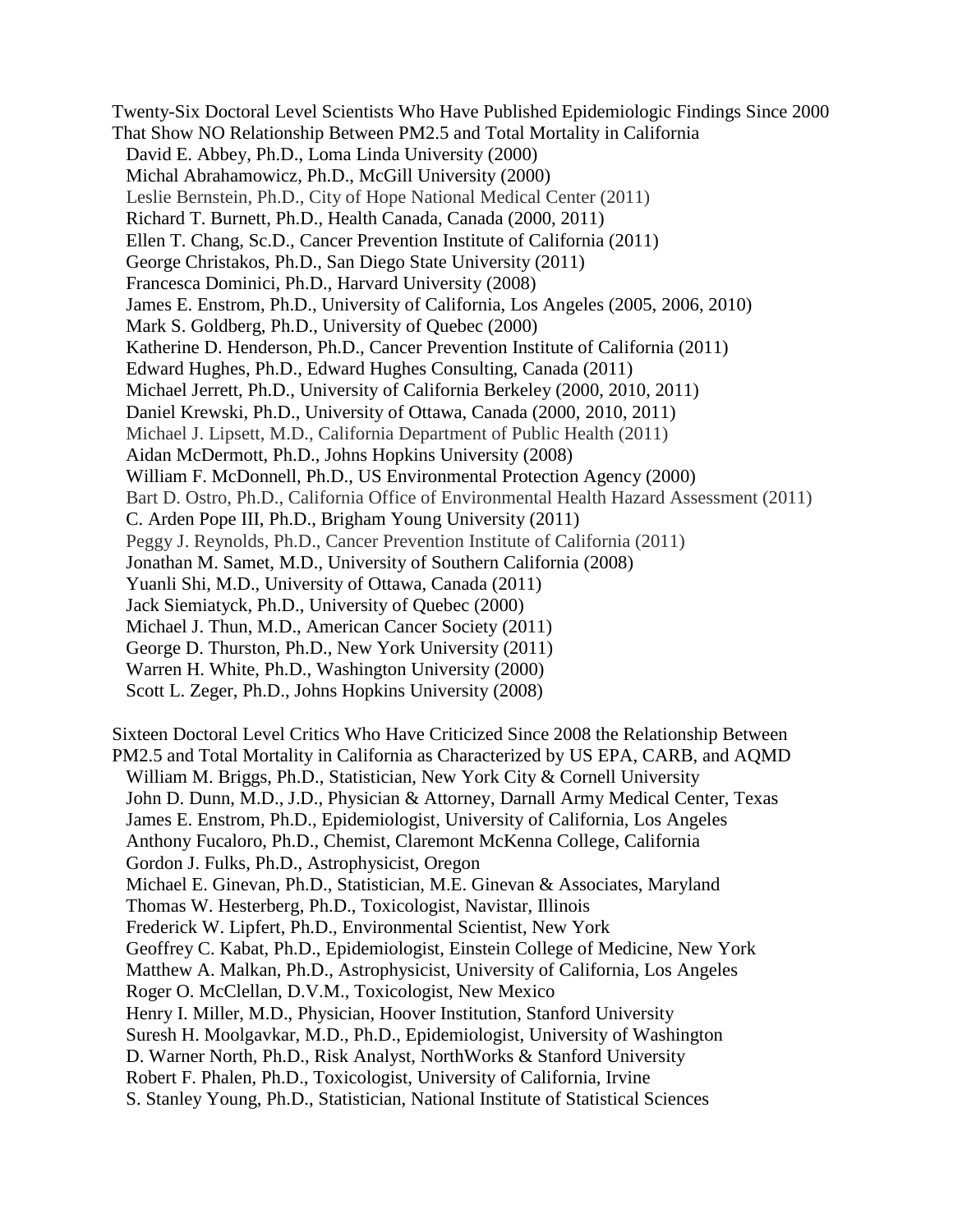Twenty-Six Doctoral Level Scientists Who Have Published Epidemiologic Findings Since 2000 That Show NO Relationship Between PM2.5 and Total Mortality in California

David E. Abbey, Ph.D., Loma Linda University (2000)
Michal Abrahamowicz, Ph.D., McGill University (2000)
Leslie Bernstein, Ph.D., City of Hope National Medical Center (2011)
Richard T. Burnett, Ph.D., Health Canada, Canada (2000, 2011)
Ellen T. Chang, Sc.D., Cancer Prevention Institute of California (2011)
George Christakos, Ph.D., San Diego State University (2011)
Francesca Dominici, Ph.D., Harvard University (2008)
James E. Enstrom, Ph.D., University of California, Los Angeles (2005, 2006, 2010)
Mark S. Goldberg, Ph.D., University of Quebec (2000)
Katherine D. Henderson, Ph.D., Cancer Prevention Institute of California (2011)
Edward Hughes, Ph.D., Edward Hughes Consulting, Canada (2011)
Michael Jerrett, Ph.D., University of California Berkeley (2000, 2010, 2011)
Daniel Krewski, Ph.D., University of Ottawa, Canada (2000, 2010, 2011)
Michael J. Lipsett, M.D., California Department of Public Health (2011)
Aidan McDermott, Ph.D., Johns Hopkins University (2008)
William F. McDonnell, Ph.D., US Environmental Protection Agency (2000)
Bart D. Ostro, Ph.D., California Office of Environmental Health Hazard Assessment (2011)
C. Arden Pope III, Ph.D., Brigham Young University (2011)
Peggy J. Reynolds, Ph.D., Cancer Prevention Institute of California (2011)
Jonathan M. Samet, M.D., University of Southern California (2008)
Yuanli Shi, M.D., University of Ottawa, Canada (2011)
Jack Siemiatyck, Ph.D., University of Quebec (2000)
Michael J. Thun, M.D., American Cancer Society (2011)
George D. Thurston, Ph.D., New York University (2011)
Warren H. White, Ph.D., Washington University (2000)
Scott L. Zeger, Ph.D., Johns Hopkins University (2008)

Sixteen Doctoral Level Critics Who Have Criticized Since 2008 the Relationship Between PM2.5 and Total Mortality in California as Characterized by US EPA, CARB, and AQMD

William M. Briggs, Ph.D., Statistician, New York City & Cornell University
John D. Dunn, M.D., J.D., Physician & Attorney, Darnall Army Medical Center, Texas
James E. Enstrom, Ph.D., Epidemiologist, University of California, Los Angeles
Anthony Fucaloro, Ph.D., Chemist, Claremont McKenna College, California
Gordon J. Fulks, Ph.D., Astrophysicist, Oregon
Michael E. Ginevan, Ph.D., Statistician, M.E. Ginevan & Associates, Maryland
Thomas W. Hesterberg, Ph.D., Toxicologist, Navistar, Illinois
Frederick W. Lipfert, Ph.D., Environmental Scientist, New York
Geoffrey C. Kabat, Ph.D., Epidemiologist, Einstein College of Medicine, New York
Matthew A. Malkan, Ph.D., Astrophysicist, University of California, Los Angeles
Roger O. McClellan, D.V.M., Toxicologist, New Mexico
Henry I. Miller, M.D., Physician, Hoover Institution, Stanford University
Suresh H. Moolgavkar, M.D., Ph.D., Epidemiologist, University of Washington
D. Warner North, Ph.D., Risk Analyst, NorthWorks & Stanford University
Robert F. Phalen, Ph.D., Toxicologist, University of California, Irvine
S. Stanley Young, Ph.D., Statistician, National Institute of Statistical Sciences